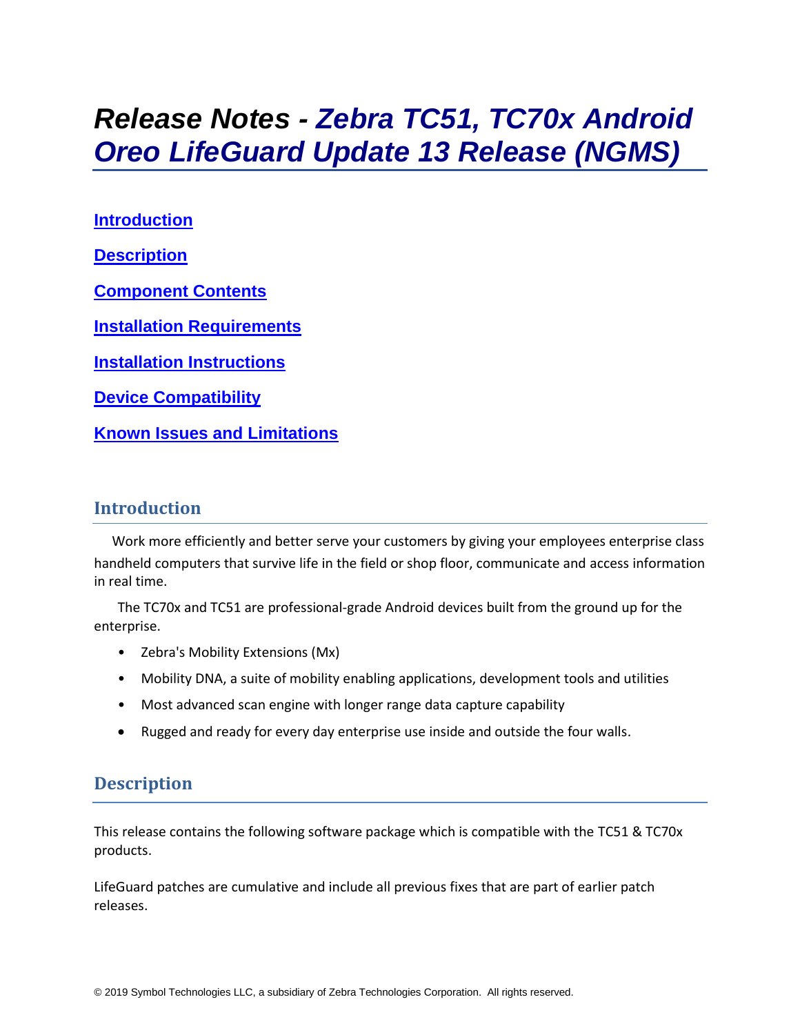# *Release Notes - Zebra TC51, TC70x Android Oreo LifeGuard Update 13 Release (NGMS)*

[Introduction](#introduction)

[Description](#description)

[Component Contents](#component-contents)

[Installation Requirements](#installation-requirements)

[Installation Instructions](#installation-instructions)

[Device Compatibility](#device-compatibility)

[Known Issues and Limitations](#known-issues-and-limitations)

## Introduction

Work more efficiently and better serve your customers by giving your employees enterprise class handheld computers that survive life in the field or shop floor, communicate and access information in real time.

The TC70x and TC51 are professional-grade Android devices built from the ground up for the enterprise.

- Zebra's Mobility Extensions (Mx)
- Mobility DNA, a suite of mobility enabling applications, development tools and utilities
- Most advanced scan engine with longer range data capture capability
- Rugged and ready for every day enterprise use inside and outside the four walls.

## Description

This release contains the following software package which is compatible with the TC51 & TC70x products.

LifeGuard patches are cumulative and include all previous fixes that are part of earlier patch releases.

© 2019 Symbol Technologies LLC, a subsidiary of Zebra Technologies Corporation. All rights reserved.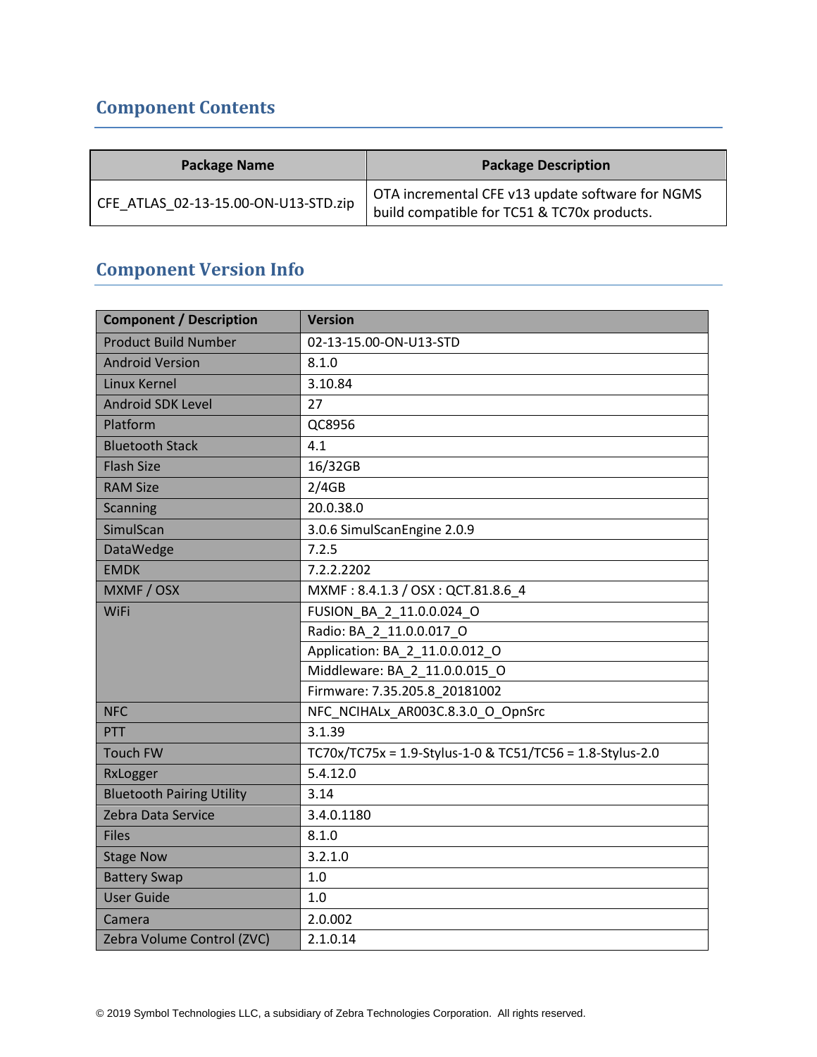## Component Contents

| Package Name | Package Description |
|---|---|
| CFE_ATLAS_02-13-15.00-ON-U13-STD.zip | OTA incremental CFE v13 update software for NGMS build compatible for TC51 & TC70x products. |

## Component Version Info

| Component / Description | Version |
|---|---|
| Product Build Number | 02-13-15.00-ON-U13-STD |
| Android Version | 8.1.0 |
| Linux Kernel | 3.10.84 |
| Android SDK Level | 27 |
| Platform | QC8956 |
| Bluetooth Stack | 4.1 |
| Flash Size | 16/32GB |
| RAM Size | 2/4GB |
| Scanning | 20.0.38.0 |
| SimulScan | 3.0.6 SimulScanEngine 2.0.9 |
| DataWedge | 7.2.5 |
| EMDK | 7.2.2.2202 |
| MXMF / OSX | MXMF : 8.4.1.3 / OSX : QCT.81.8.6_4 |
| WiFi | FUSION_BA_2_11.0.0.024_O |
| | Radio: BA_2_11.0.0.017_O |
| | Application: BA_2_11.0.0.012_O |
| | Middleware: BA_2_11.0.0.015_O |
| | Firmware: 7.35.205.8_20181002 |
| NFC | NFC_NCIHALx_AR003C.8.3.0_O_OpnSrc |
| PTT | 3.1.39 |
| Touch FW | TC70x/TC75x = 1.9-Stylus-1-0 & TC51/TC56 = 1.8-Stylus-2.0 |
| RxLogger | 5.4.12.0 |
| Bluetooth Pairing Utility | 3.14 |
| Zebra Data Service | 3.4.0.1180 |
| Files | 8.1.0 |
| Stage Now | 3.2.1.0 |
| Battery Swap | 1.0 |
| User Guide | 1.0 |
| Camera | 2.0.002 |
| Zebra Volume Control (ZVC) | 2.1.0.14 |

© 2019 Symbol Technologies LLC, a subsidiary of Zebra Technologies Corporation. All rights reserved.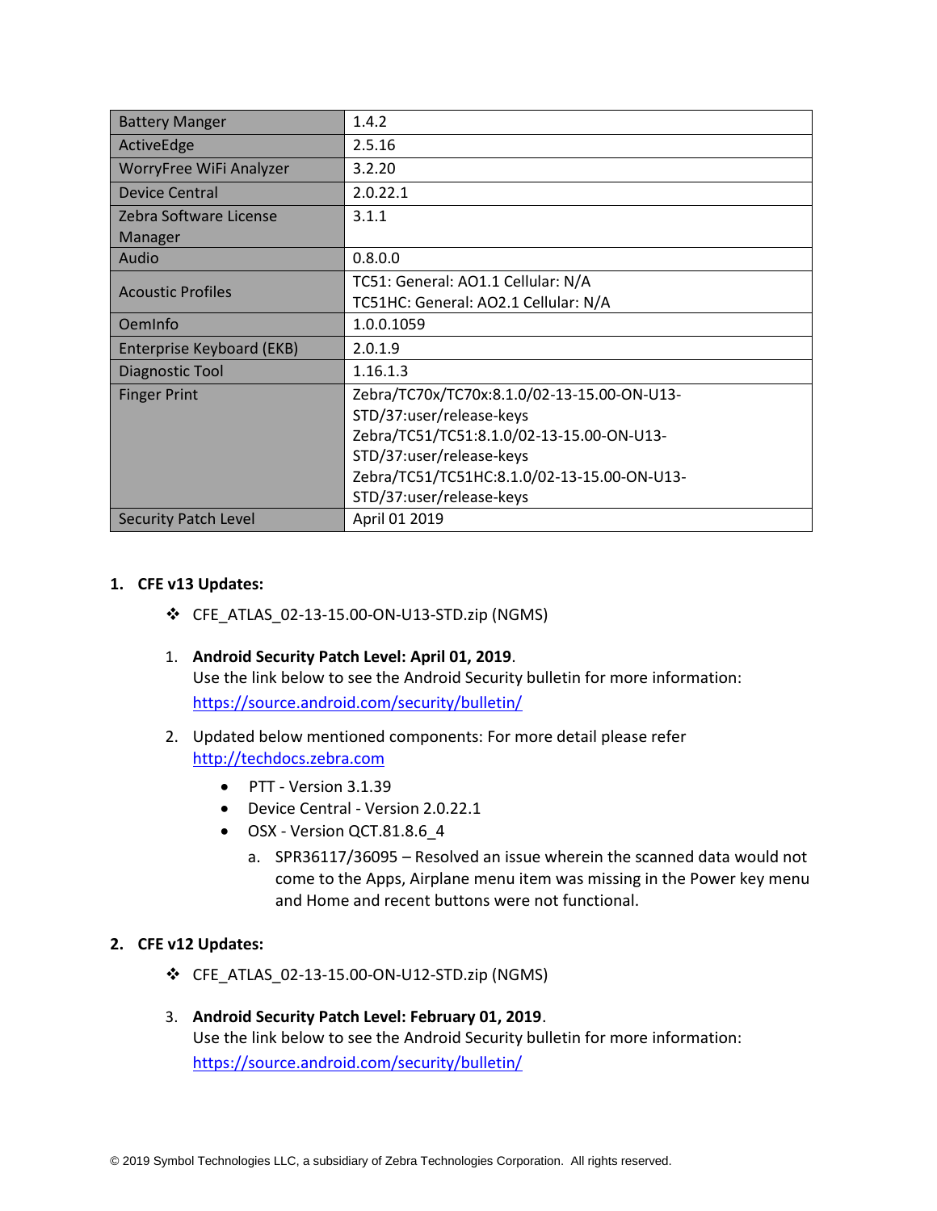| Battery Manger | 1.4.2 |
|---|---|
| ActiveEdge | 2.5.16 |
| WorryFree WiFi Analyzer | 3.2.20 |
| Device Central | 2.0.22.1 |
| Zebra Software License Manager | 3.1.1 |
| Audio | 0.8.0.0 |
| Acoustic Profiles | TC51: General: AO1.1 Cellular: N/A<br>TC51HC: General: AO2.1 Cellular: N/A |
| OemInfo | 1.0.0.1059 |
| Enterprise Keyboard (EKB) | 2.0.1.9 |
| Diagnostic Tool | 1.16.1.3 |
| Finger Print | Zebra/TC70x/TC70x:8.1.0/02-13-15.00-ON-U13-STD/37:user/release-keys<br>Zebra/TC51/TC51:8.1.0/02-13-15.00-ON-U13-STD/37:user/release-keys<br>Zebra/TC51/TC51HC:8.1.0/02-13-15.00-ON-U13-STD/37:user/release-keys |
| Security Patch Level | April 01 2019 |

1. **CFE v13 Updates:**

   ❖ CFE_ATLAS_02-13-15.00-ON-U13-STD.zip (NGMS)

   1. **Android Security Patch Level: April 01, 2019**.
      Use the link below to see the Android Security bulletin for more information:
      https://source.android.com/security/bulletin/

   2. Updated below mentioned components: For more detail please refer
      http://techdocs.zebra.com

      - PTT - Version 3.1.39
      - Device Central - Version 2.0.22.1
      - OSX - Version QCT.81.8.6_4

        a. SPR36117/36095 – Resolved an issue wherein the scanned data would not come to the Apps, Airplane menu item was missing in the Power key menu and Home and recent buttons were not functional.

2. **CFE v12 Updates:**

   ❖ CFE_ATLAS_02-13-15.00-ON-U12-STD.zip (NGMS)

   3. **Android Security Patch Level: February 01, 2019**.
      Use the link below to see the Android Security bulletin for more information:
      https://source.android.com/security/bulletin/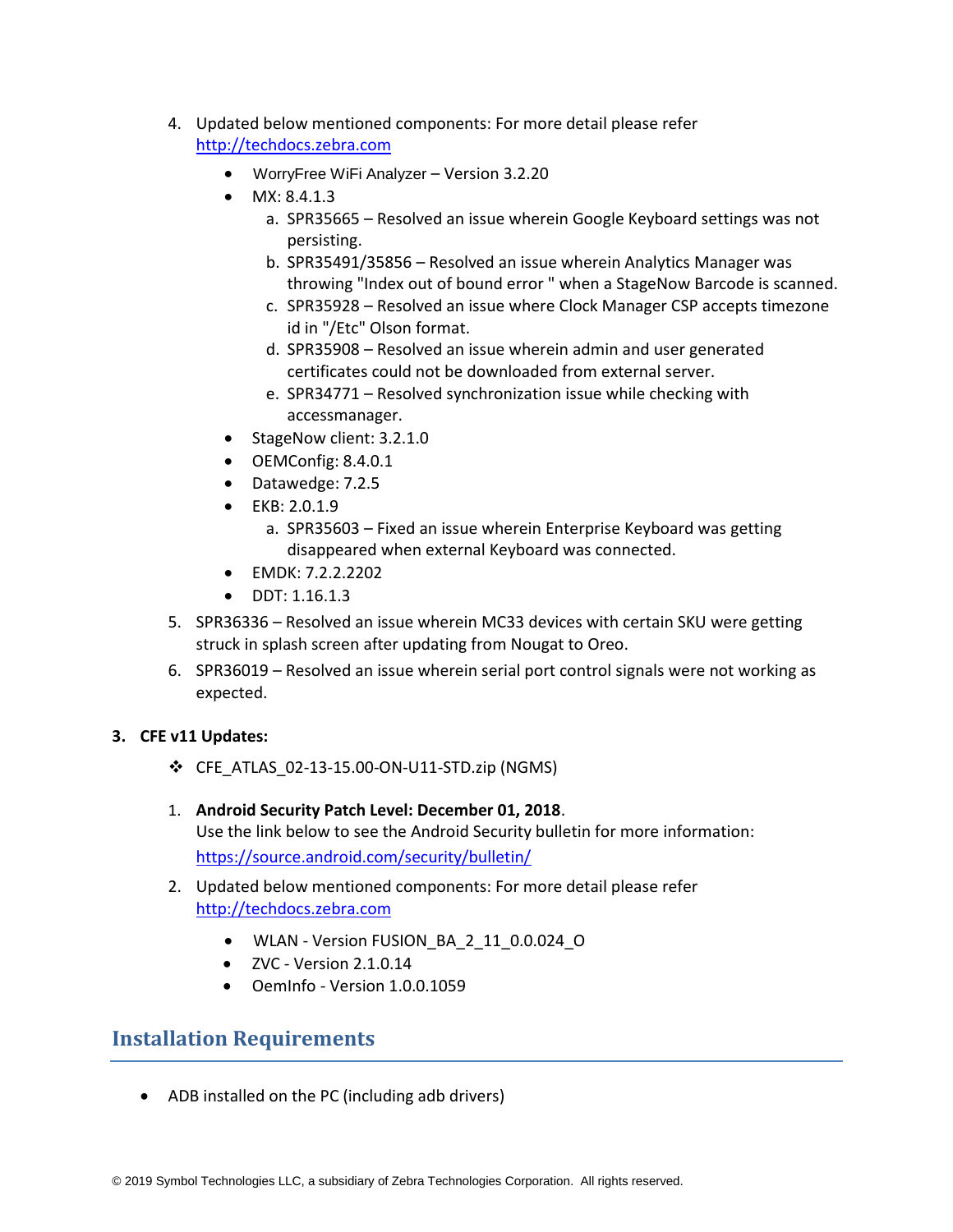4. Updated below mentioned components: For more detail please refer http://techdocs.zebra.com
   - WorryFree WiFi Analyzer – Version 3.2.20
   - MX: 8.4.1.3
     a. SPR35665 – Resolved an issue wherein Google Keyboard settings was not persisting.
     b. SPR35491/35856 – Resolved an issue wherein Analytics Manager was throwing "Index out of bound error " when a StageNow Barcode is scanned.
     c. SPR35928 – Resolved an issue where Clock Manager CSP accepts timezone id in "/Etc" Olson format.
     d. SPR35908 – Resolved an issue wherein admin and user generated certificates could not be downloaded from external server.
     e. SPR34771 – Resolved synchronization issue while checking with accessmanager.
   - StageNow client: 3.2.1.0
   - OEMConfig: 8.4.0.1
   - Datawedge: 7.2.5
   - EKB: 2.0.1.9
     a. SPR35603 – Fixed an issue wherein Enterprise Keyboard was getting disappeared when external Keyboard was connected.
   - EMDK: 7.2.2.2202
   - DDT: 1.16.1.3
5. SPR36336 – Resolved an issue wherein MC33 devices with certain SKU were getting struck in splash screen after updating from Nougat to Oreo.
6. SPR36019 – Resolved an issue wherein serial port control signals were not working as expected.

**3. CFE v11 Updates:**

- ❖ CFE_ATLAS_02-13-15.00-ON-U11-STD.zip (NGMS)

1. **Android Security Patch Level: December 01, 2018**.
   Use the link below to see the Android Security bulletin for more information: https://source.android.com/security/bulletin/
2. Updated below mentioned components: For more detail please refer http://techdocs.zebra.com
   - WLAN - Version FUSION_BA_2_11_0.0.024_O
   - ZVC - Version 2.1.0.14
   - OemInfo - Version 1.0.0.1059

## Installation Requirements

- ADB installed on the PC (including adb drivers)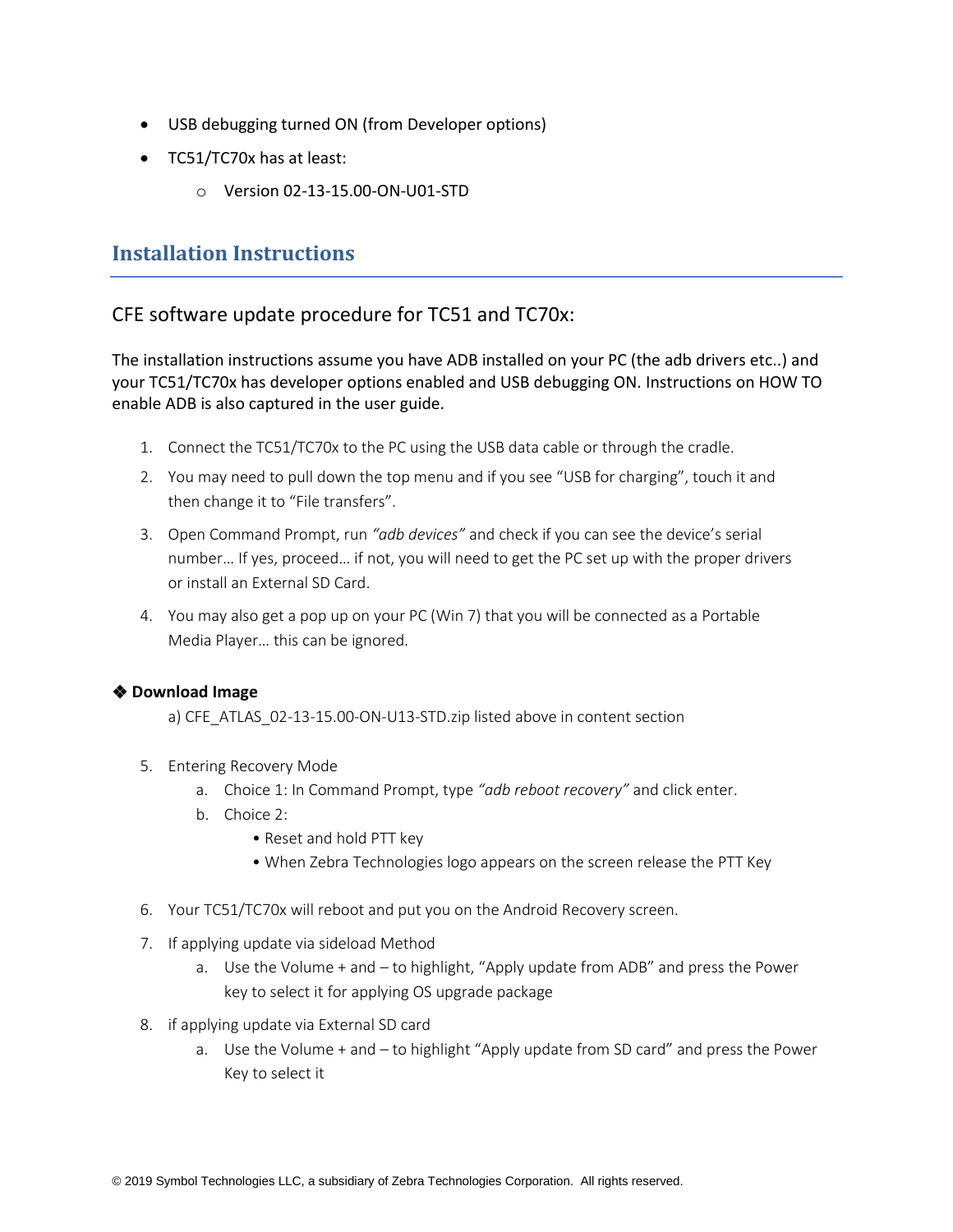- USB debugging turned ON (from Developer options)
- TC51/TC70x has at least:
  - Version 02-13-15.00-ON-U01-STD

## Installation Instructions

### CFE software update procedure for TC51 and TC70x:

The installation instructions assume you have ADB installed on your PC (the adb drivers etc..) and your TC51/TC70x has developer options enabled and USB debugging ON. Instructions on HOW TO enable ADB is also captured in the user guide.

1. Connect the TC51/TC70x to the PC using the USB data cable or through the cradle.
2. You may need to pull down the top menu and if you see "USB for charging", touch it and then change it to "File transfers".
3. Open Command Prompt, run *"adb devices"* and check if you can see the device's serial number… If yes, proceed… if not, you will need to get the PC set up with the proper drivers or install an External SD Card.
4. You may also get a pop up on your PC (Win 7) that you will be connected as a Portable Media Player… this can be ignored.

❖ **Download Image**

a) CFE_ATLAS_02-13-15.00-ON-U13-STD.zip listed above in content section

5. Entering Recovery Mode
   a. Choice 1: In Command Prompt, type *"adb reboot recovery"* and click enter.
   b. Choice 2:
      - Reset and hold PTT key
      - When Zebra Technologies logo appears on the screen release the PTT Key
6. Your TC51/TC70x will reboot and put you on the Android Recovery screen.
7. If applying update via sideload Method
   a. Use the Volume + and – to highlight, "Apply update from ADB" and press the Power key to select it for applying OS upgrade package
8. if applying update via External SD card
   a. Use the Volume + and – to highlight "Apply update from SD card" and press the Power Key to select it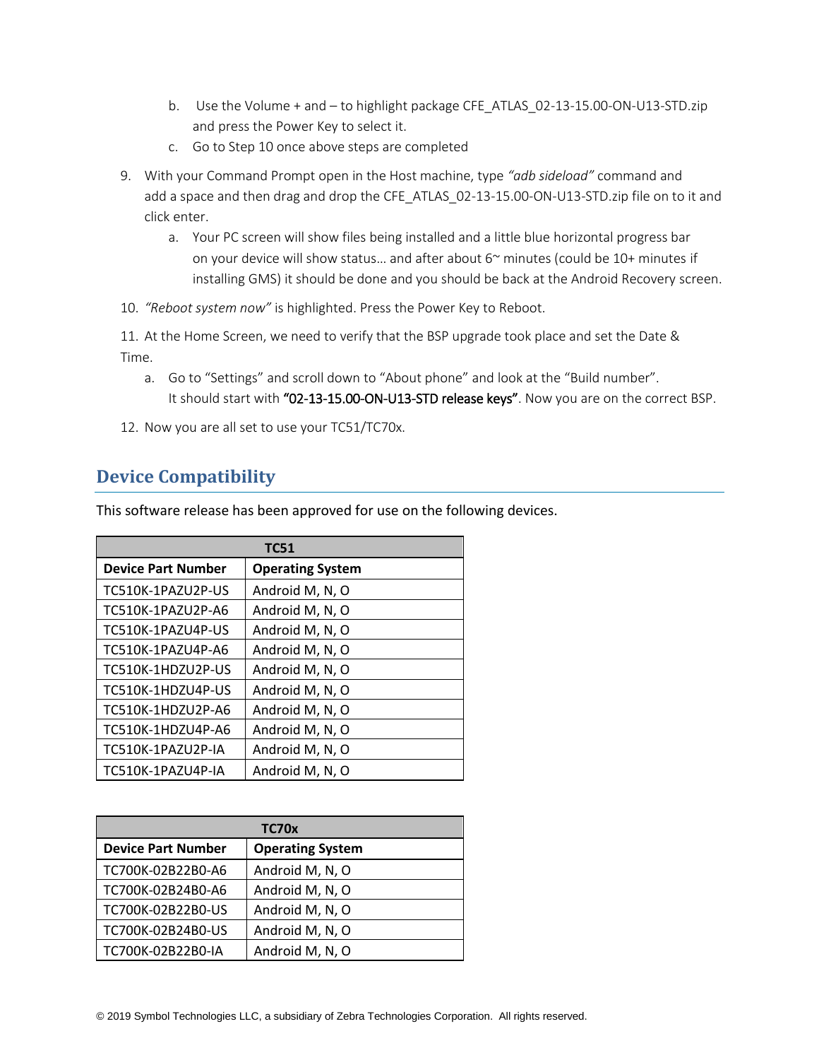b. Use the Volume + and – to highlight package CFE_ATLAS_02-13-15.00-ON-U13-STD.zip and press the Power Key to select it.
   c. Go to Step 10 once above steps are completed

9. With your Command Prompt open in the Host machine, type *"adb sideload"* command and add a space and then drag and drop the CFE_ATLAS_02-13-15.00-ON-U13-STD.zip file on to it and click enter.
   a. Your PC screen will show files being installed and a little blue horizontal progress bar on your device will show status… and after about 6~ minutes (could be 10+ minutes if installing GMS) it should be done and you should be back at the Android Recovery screen.

10. *"Reboot system now"* is highlighted. Press the Power Key to Reboot.

11. At the Home Screen, we need to verify that the BSP upgrade took place and set the Date & Time.
   a. Go to "Settings" and scroll down to "About phone" and look at the "Build number". It should start with **"02-13-15.00-ON-U13-STD release keys"**. Now you are on the correct BSP.

12. Now you are all set to use your TC51/TC70x.

## Device Compatibility

This software release has been approved for use on the following devices.

| TC51 | |
|---|---|
| **Device Part Number** | **Operating System** |
| TC510K-1PAZU2P-US | Android M, N, O |
| TC510K-1PAZU2P-A6 | Android M, N, O |
| TC510K-1PAZU4P-US | Android M, N, O |
| TC510K-1PAZU4P-A6 | Android M, N, O |
| TC510K-1HDZU2P-US | Android M, N, O |
| TC510K-1HDZU4P-US | Android M, N, O |
| TC510K-1HDZU2P-A6 | Android M, N, O |
| TC510K-1HDZU4P-A6 | Android M, N, O |
| TC510K-1PAZU2P-IA | Android M, N, O |
| TC510K-1PAZU4P-IA | Android M, N, O |

| TC70x | |
|---|---|
| **Device Part Number** | **Operating System** |
| TC700K-02B22B0-A6 | Android M, N, O |
| TC700K-02B24B0-A6 | Android M, N, O |
| TC700K-02B22B0-US | Android M, N, O |
| TC700K-02B24B0-US | Android M, N, O |
| TC700K-02B22B0-IA | Android M, N, O |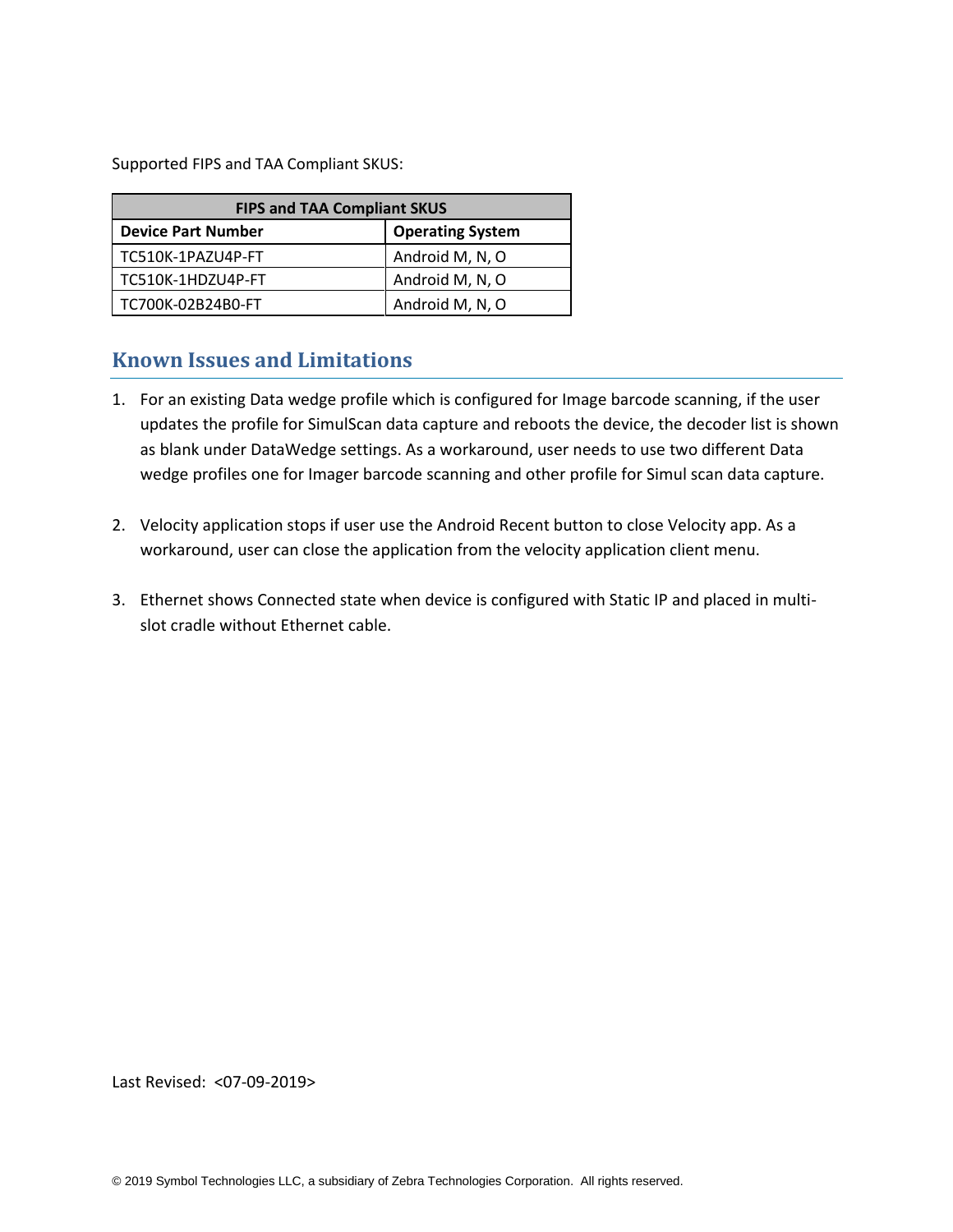Supported FIPS and TAA Compliant SKUS:

| FIPS and TAA Compliant SKUS | |
|---|---|
| **Device Part Number** | **Operating System** |
| TC510K-1PAZU4P-FT | Android M, N, O |
| TC510K-1HDZU4P-FT | Android M, N, O |
| TC700K-02B24B0-FT | Android M, N, O |

## Known Issues and Limitations

1. For an existing Data wedge profile which is configured for Image barcode scanning, if the user updates the profile for SimulScan data capture and reboots the device, the decoder list is shown as blank under DataWedge settings. As a workaround, user needs to use two different Data wedge profiles one for Imager barcode scanning and other profile for Simul scan data capture.

2. Velocity application stops if user use the Android Recent button to close Velocity app. As a workaround, user can close the application from the velocity application client menu.

3. Ethernet shows Connected state when device is configured with Static IP and placed in multi-slot cradle without Ethernet cable.

Last Revised: <07-09-2019>

© 2019 Symbol Technologies LLC, a subsidiary of Zebra Technologies Corporation. All rights reserved.